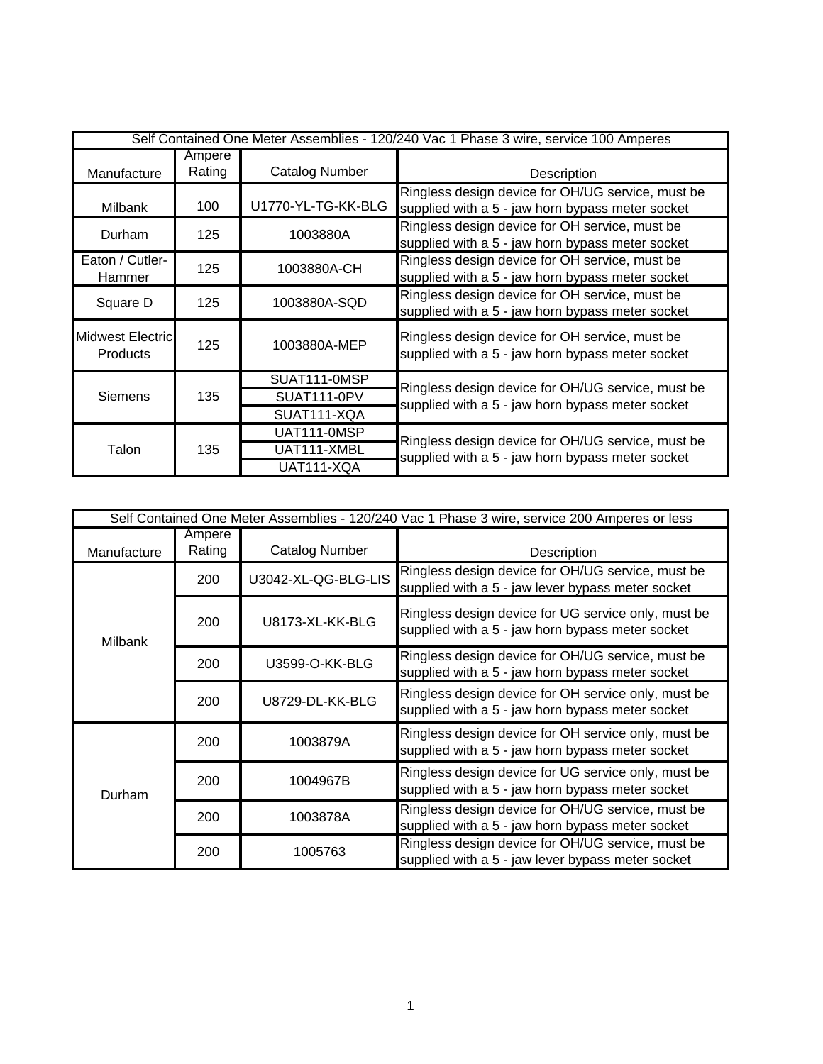| Self Contained One Meter Assemblies - 120/240 Vac 1 Phase 3 wire, service 100 Amperes | | | |
|---|---|---|---|
| Manufacture | Ampere Rating | Catalog Number | Description |
| Milbank | 100 | U1770-YL-TG-KK-BLG | Ringless design device for OH/UG service, must be supplied with a 5 - jaw horn bypass meter socket |
| Durham | 125 | 1003880A | Ringless design device for OH service, must be supplied with a 5 - jaw horn bypass meter socket |
| Eaton / Cutler-Hammer | 125 | 1003880A-CH | Ringless design device for OH service, must be supplied with a 5 - jaw horn bypass meter socket |
| Square D | 125 | 1003880A-SQD | Ringless design device for OH service, must be supplied with a 5 - jaw horn bypass meter socket |
| Midwest Electric Products | 125 | 1003880A-MEP | Ringless design device for OH service, must be supplied with a 5 - jaw horn bypass meter socket |
| Siemens | 135 | SUAT111-0MSP<br>SUAT111-0PV<br>SUAT111-XQA | Ringless design device for OH/UG service, must be supplied with a 5 - jaw horn bypass meter socket |
| Talon | 135 | UAT111-0MSP<br>UAT111-XMBL<br>UAT111-XQA | Ringless design device for OH/UG service, must be supplied with a 5 - jaw horn bypass meter socket |

| Self Contained One Meter Assemblies - 120/240 Vac 1 Phase 3 wire, service 200 Amperes or less | | | |
|---|---|---|---|
| Manufacture | Ampere Rating | Catalog Number | Description |
| Milbank | 200 | U3042-XL-QG-BLG-LIS | Ringless design device for OH/UG service, must be supplied with a 5 - jaw lever bypass meter socket |
| | 200 | U8173-XL-KK-BLG | Ringless design device for UG service only, must be supplied with a 5 - jaw horn bypass meter socket |
| | 200 | U3599-O-KK-BLG | Ringless design device for OH/UG service, must be supplied with a 5 - jaw horn bypass meter socket |
| | 200 | U8729-DL-KK-BLG | Ringless design device for OH service only, must be supplied with a 5 - jaw horn bypass meter socket |
| Durham | 200 | 1003879A | Ringless design device for OH service only, must be supplied with a 5 - jaw horn bypass meter socket |
| | 200 | 1004967B | Ringless design device for UG service only, must be supplied with a 5 - jaw horn bypass meter socket |
| | 200 | 1003878A | Ringless design device for OH/UG service, must be supplied with a 5 - jaw horn bypass meter socket |
| | 200 | 1005763 | Ringless design device for OH/UG service, must be supplied with a 5 - jaw lever bypass meter socket |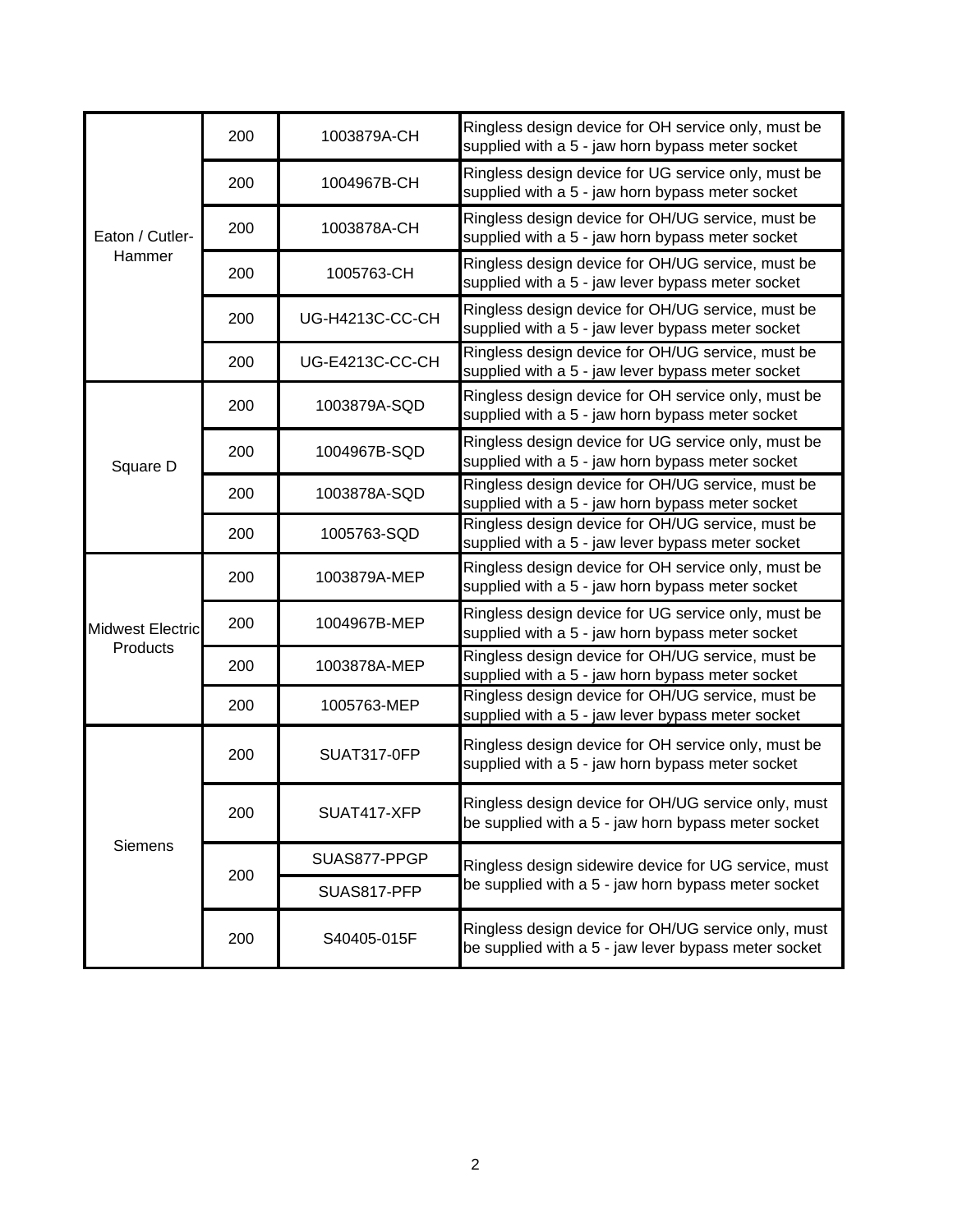| | | | |
|---|---|---|---|
| Eaton / Cutler-Hammer | 200 | 1003879A-CH | Ringless design device for OH service only, must be supplied with a 5 - jaw horn bypass meter socket |
| | 200 | 1004967B-CH | Ringless design device for UG service only, must be supplied with a 5 - jaw horn bypass meter socket |
| | 200 | 1003878A-CH | Ringless design device for OH/UG service, must be supplied with a 5 - jaw horn bypass meter socket |
| | 200 | 1005763-CH | Ringless design device for OH/UG service, must be supplied with a 5 - jaw lever bypass meter socket |
| | 200 | UG-H4213C-CC-CH | Ringless design device for OH/UG service, must be supplied with a 5 - jaw lever bypass meter socket |
| | 200 | UG-E4213C-CC-CH | Ringless design device for OH/UG service, must be supplied with a 5 - jaw lever bypass meter socket |
| Square D | 200 | 1003879A-SQD | Ringless design device for OH service only, must be supplied with a 5 - jaw horn bypass meter socket |
| | 200 | 1004967B-SQD | Ringless design device for UG service only, must be supplied with a 5 - jaw horn bypass meter socket |
| | 200 | 1003878A-SQD | Ringless design device for OH/UG service, must be supplied with a 5 - jaw horn bypass meter socket |
| | 200 | 1005763-SQD | Ringless design device for OH/UG service, must be supplied with a 5 - jaw lever bypass meter socket |
| Midwest Electric Products | 200 | 1003879A-MEP | Ringless design device for OH service only, must be supplied with a 5 - jaw horn bypass meter socket |
| | 200 | 1004967B-MEP | Ringless design device for UG service only, must be supplied with a 5 - jaw horn bypass meter socket |
| | 200 | 1003878A-MEP | Ringless design device for OH/UG service, must be supplied with a 5 - jaw horn bypass meter socket |
| | 200 | 1005763-MEP | Ringless design device for OH/UG service, must be supplied with a 5 - jaw lever bypass meter socket |
| Siemens | 200 | SUAT317-0FP | Ringless design device for OH service only, must be supplied with a 5 - jaw horn bypass meter socket |
| | 200 | SUAT417-XFP | Ringless design device for OH/UG service only, must be supplied with a 5 - jaw horn bypass meter socket |
| | 200 | SUAS877-PPGP<br>SUAS817-PFP | Ringless design sidewire device for UG service, must be supplied with a 5 - jaw horn bypass meter socket |
| | 200 | S40405-015F | Ringless design device for OH/UG service only, must be supplied with a 5 - jaw lever bypass meter socket |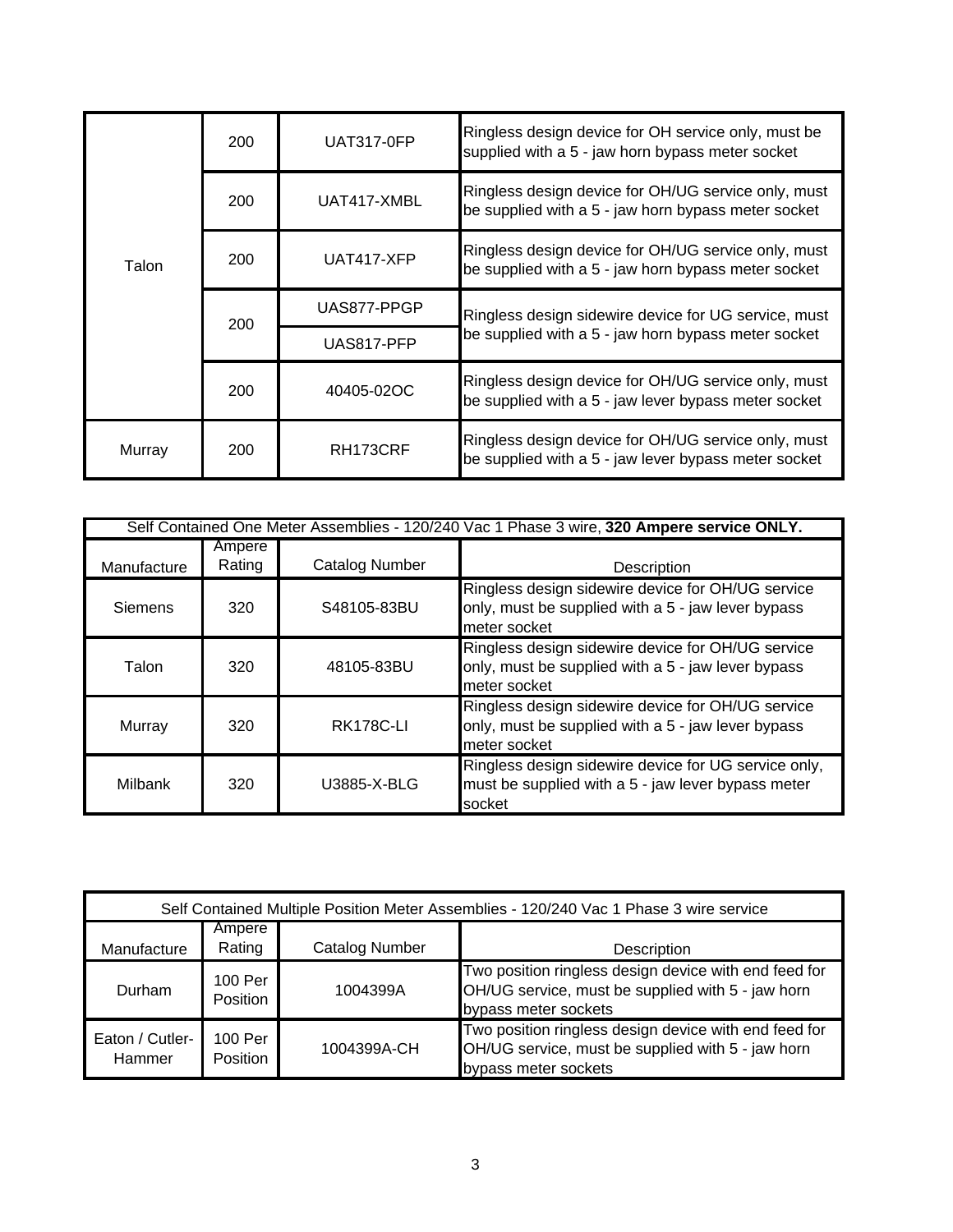| Manufacture | Ampere Rating | Catalog Number | Description |
|---|---|---|---|
| Talon | 200 | UAT317-0FP | Ringless design device for OH service only, must be supplied with a 5 - jaw horn bypass meter socket |
| | 200 | UAT417-XMBL | Ringless design device for OH/UG service only, must be supplied with a 5 - jaw horn bypass meter socket |
| | 200 | UAT417-XFP | Ringless design device for OH/UG service only, must be supplied with a 5 - jaw horn bypass meter socket |
| | 200 | UAS877-PPGP | Ringless design sidewire device for UG service, must be supplied with a 5 - jaw horn bypass meter socket |
| | | UAS817-PFP | |
| | 200 | 40405-02OC | Ringless design device for OH/UG service only, must be supplied with a 5 - jaw lever bypass meter socket |
| Murray | 200 | RH173CRF | Ringless design device for OH/UG service only, must be supplied with a 5 - jaw lever bypass meter socket |

| Self Contained One Meter Assemblies - 120/240 Vac 1 Phase 3 wire, **320 Ampere service ONLY.** | | | |
|---|---|---|---|
| Manufacture | Ampere Rating | Catalog Number | Description |
| Siemens | 320 | S48105-83BU | Ringless design sidewire device for OH/UG service only, must be supplied with a 5 - jaw lever bypass meter socket |
| Talon | 320 | 48105-83BU | Ringless design sidewire device for OH/UG service only, must be supplied with a 5 - jaw lever bypass meter socket |
| Murray | 320 | RK178C-LI | Ringless design sidewire device for OH/UG service only, must be supplied with a 5 - jaw lever bypass meter socket |
| Milbank | 320 | U3885-X-BLG | Ringless design sidewire device for UG service only, must be supplied with a 5 - jaw lever bypass meter socket |

| Self Contained Multiple Position Meter Assemblies - 120/240 Vac 1 Phase 3 wire service | | | |
|---|---|---|---|
| Manufacture | Ampere Rating | Catalog Number | Description |
| Durham | 100 Per Position | 1004399A | Two position ringless design device with end feed for OH/UG service, must be supplied with 5 - jaw horn bypass meter sockets |
| Eaton / Cutler-Hammer | 100 Per Position | 1004399A-CH | Two position ringless design device with end feed for OH/UG service, must be supplied with 5 - jaw horn bypass meter sockets |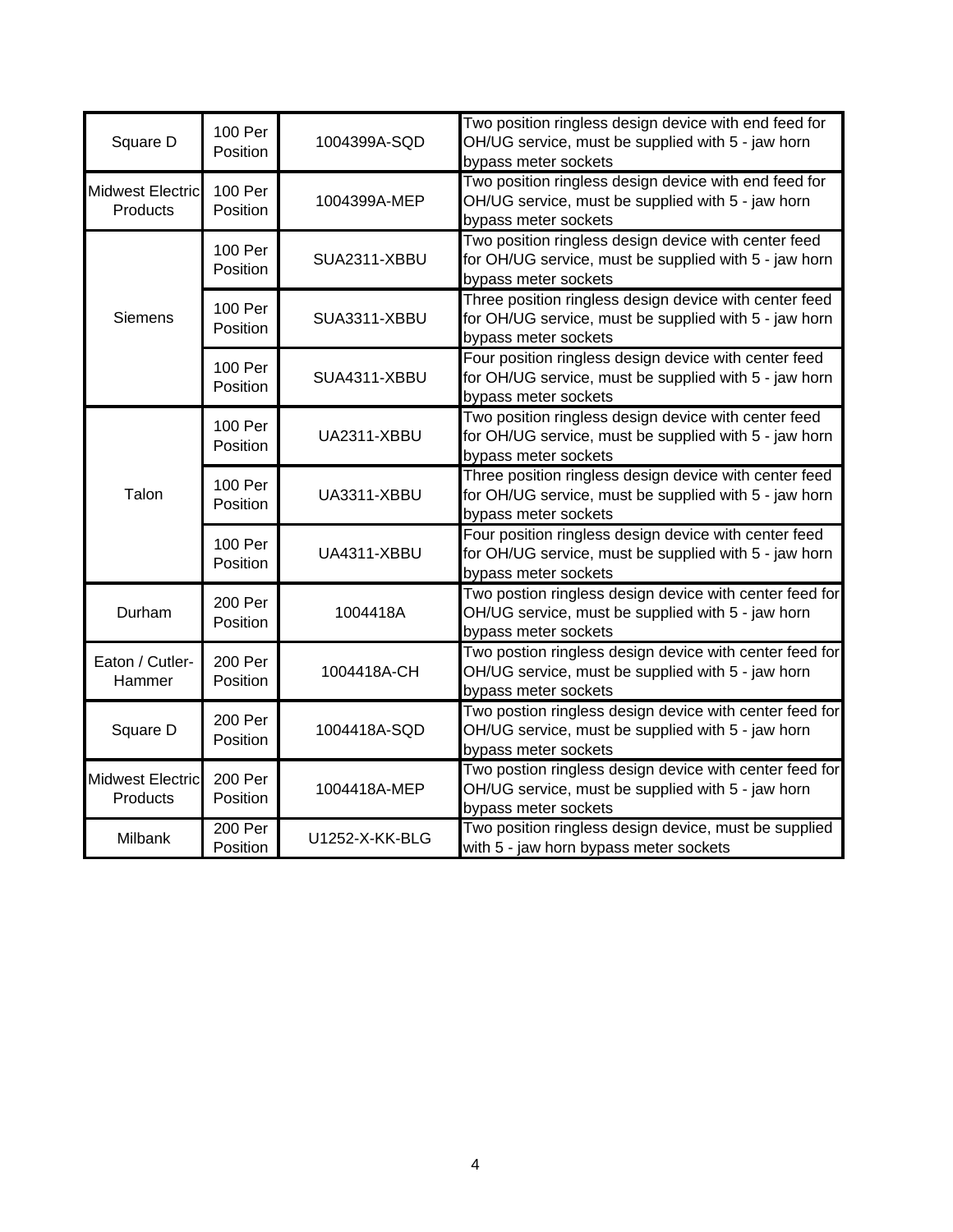| | | | |
|---|---|---|---|
| Square D | 100 Per Position | 1004399A-SQD | Two position ringless design device with end feed for OH/UG service, must be supplied with 5 - jaw horn bypass meter sockets |
| Midwest Electric Products | 100 Per Position | 1004399A-MEP | Two position ringless design device with end feed for OH/UG service, must be supplied with 5 - jaw horn bypass meter sockets |
| Siemens | 100 Per Position | SUA2311-XBBU | Two position ringless design device with center feed for OH/UG service, must be supplied with 5 - jaw horn bypass meter sockets |
| | 100 Per Position | SUA3311-XBBU | Three position ringless design device with center feed for OH/UG service, must be supplied with 5 - jaw horn bypass meter sockets |
| | 100 Per Position | SUA4311-XBBU | Four position ringless design device with center feed for OH/UG service, must be supplied with 5 - jaw horn bypass meter sockets |
| Talon | 100 Per Position | UA2311-XBBU | Two position ringless design device with center feed for OH/UG service, must be supplied with 5 - jaw horn bypass meter sockets |
| | 100 Per Position | UA3311-XBBU | Three position ringless design device with center feed for OH/UG service, must be supplied with 5 - jaw horn bypass meter sockets |
| | 100 Per Position | UA4311-XBBU | Four position ringless design device with center feed for OH/UG service, must be supplied with 5 - jaw horn bypass meter sockets |
| Durham | 200 Per Position | 1004418A | Two postion ringless design device with center feed for OH/UG service, must be supplied with 5 - jaw horn bypass meter sockets |
| Eaton / Cutler-Hammer | 200 Per Position | 1004418A-CH | Two postion ringless design device with center feed for OH/UG service, must be supplied with 5 - jaw horn bypass meter sockets |
| Square D | 200 Per Position | 1004418A-SQD | Two postion ringless design device with center feed for OH/UG service, must be supplied with 5 - jaw horn bypass meter sockets |
| Midwest Electric Products | 200 Per Position | 1004418A-MEP | Two postion ringless design device with center feed for OH/UG service, must be supplied with 5 - jaw horn bypass meter sockets |
| Milbank | 200 Per Position | U1252-X-KK-BLG | Two position ringless design device, must be supplied with 5 - jaw horn bypass meter sockets |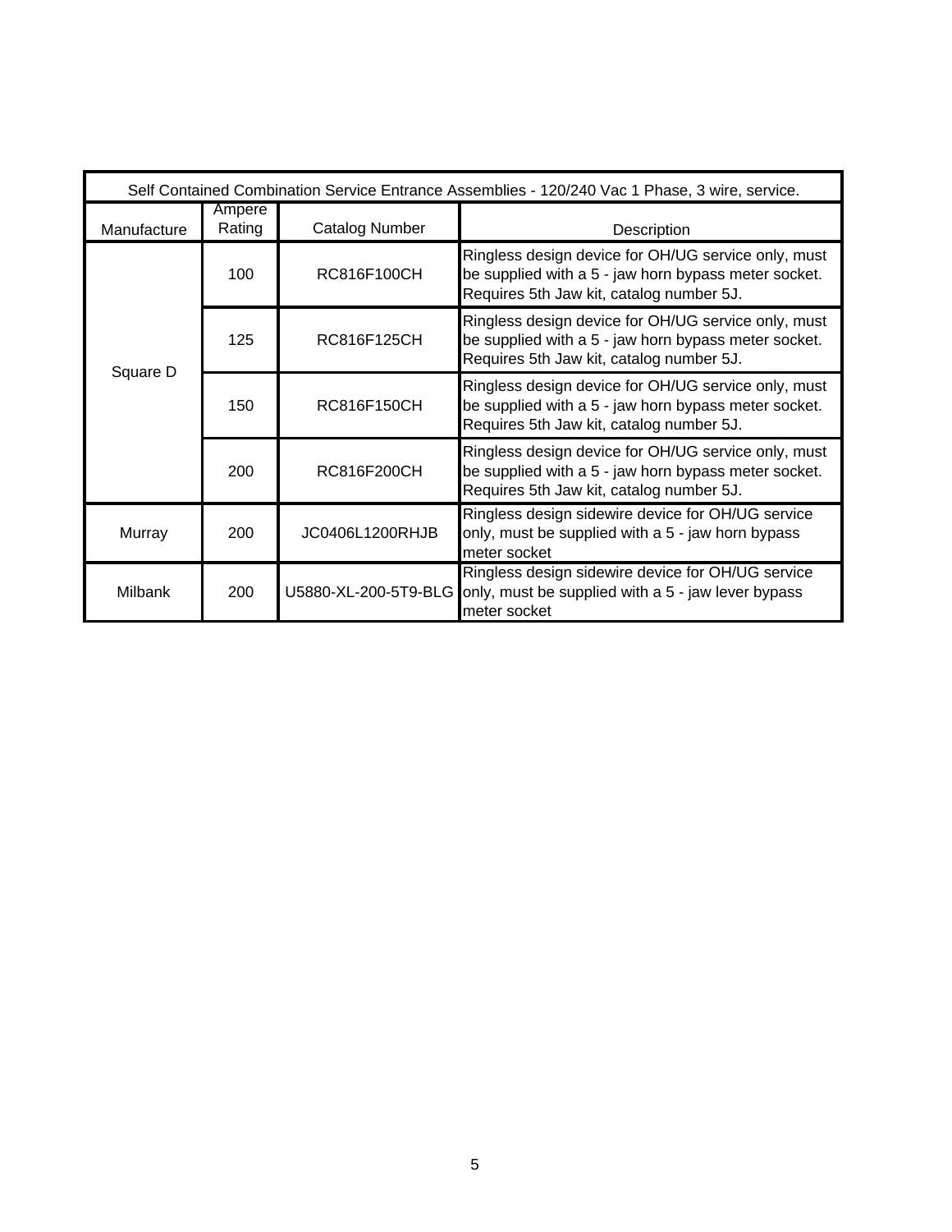| Self Contained Combination Service Entrance Assemblies - 120/240 Vac 1 Phase, 3 wire, service. | | | |
|---|---|---|---|
| Manufacture | Ampere Rating | Catalog Number | Description |
| Square D | 100 | RC816F100CH | Ringless design device for OH/UG service only, must be supplied with a 5 - jaw horn bypass meter socket. Requires 5th Jaw kit, catalog number 5J. |
| | 125 | RC816F125CH | Ringless design device for OH/UG service only, must be supplied with a 5 - jaw horn bypass meter socket. Requires 5th Jaw kit, catalog number 5J. |
| | 150 | RC816F150CH | Ringless design device for OH/UG service only, must be supplied with a 5 - jaw horn bypass meter socket. Requires 5th Jaw kit, catalog number 5J. |
| | 200 | RC816F200CH | Ringless design device for OH/UG service only, must be supplied with a 5 - jaw horn bypass meter socket. Requires 5th Jaw kit, catalog number 5J. |
| Murray | 200 | JC0406L1200RHJB | Ringless design sidewire device for OH/UG service only, must be supplied with a 5 - jaw horn bypass meter socket |
| Milbank | 200 | U5880-XL-200-5T9-BLG | Ringless design sidewire device for OH/UG service only, must be supplied with a 5 - jaw lever bypass meter socket |